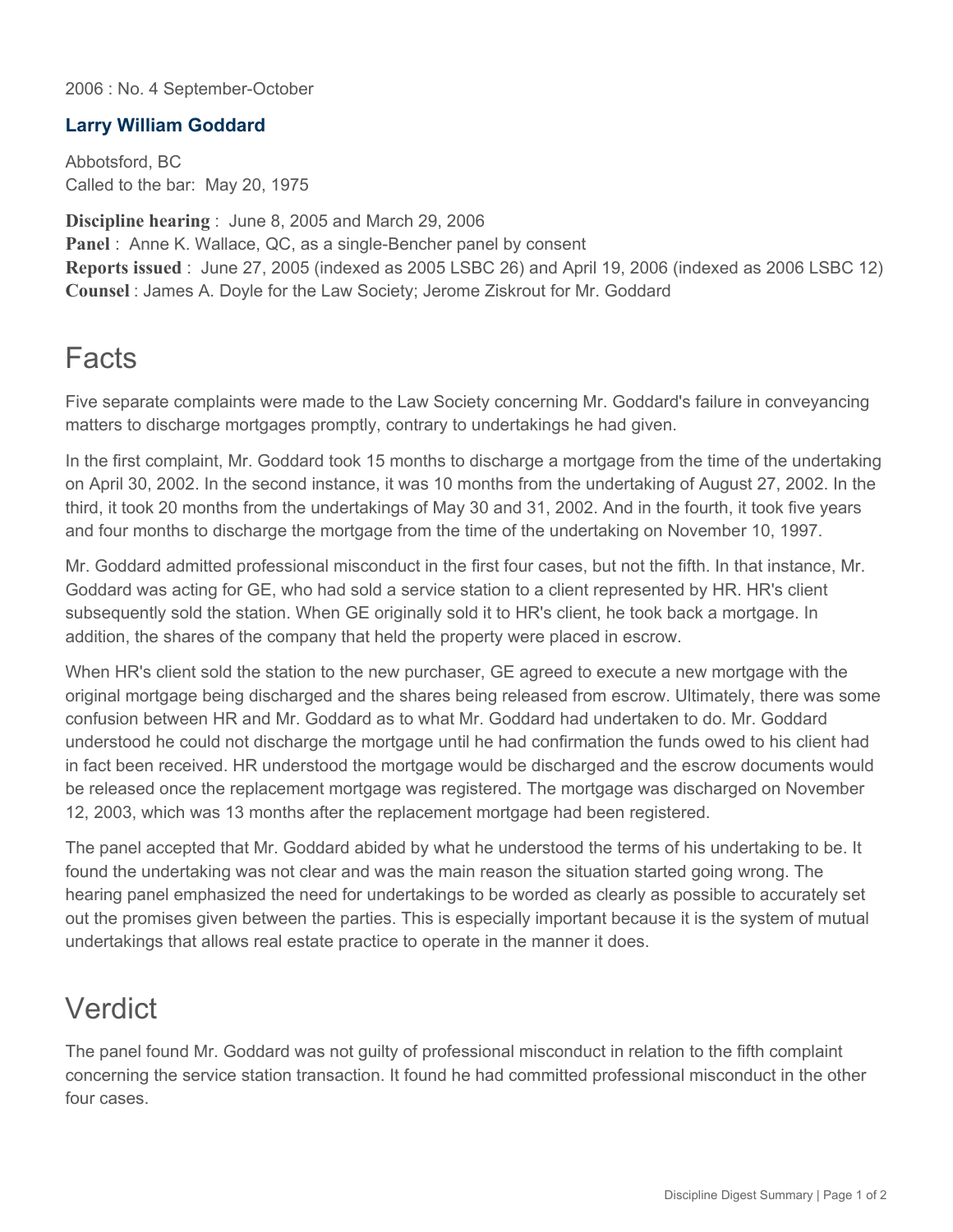2006 : No. 4 September-October

## Larry William Goddard

Abbotsford, BC
Called to the bar: May 20, 1975

**Discipline hearing** : June 8, 2005 and March 29, 2006
**Panel** : Anne K. Wallace, QC, as a single-Bencher panel by consent
**Reports issued** : June 27, 2005 (indexed as 2005 LSBC 26) and April 19, 2006 (indexed as 2006 LSBC 12)
**Counsel** : James A. Doyle for the Law Society; Jerome Ziskrout for Mr. Goddard

# Facts

Five separate complaints were made to the Law Society concerning Mr. Goddard's failure in conveyancing matters to discharge mortgages promptly, contrary to undertakings he had given.

In the first complaint, Mr. Goddard took 15 months to discharge a mortgage from the time of the undertaking on April 30, 2002. In the second instance, it was 10 months from the undertaking of August 27, 2002. In the third, it took 20 months from the undertakings of May 30 and 31, 2002. And in the fourth, it took five years and four months to discharge the mortgage from the time of the undertaking on November 10, 1997.

Mr. Goddard admitted professional misconduct in the first four cases, but not the fifth. In that instance, Mr. Goddard was acting for GE, who had sold a service station to a client represented by HR. HR's client subsequently sold the station. When GE originally sold it to HR's client, he took back a mortgage. In addition, the shares of the company that held the property were placed in escrow.

When HR's client sold the station to the new purchaser, GE agreed to execute a new mortgage with the original mortgage being discharged and the shares being released from escrow. Ultimately, there was some confusion between HR and Mr. Goddard as to what Mr. Goddard had undertaken to do. Mr. Goddard understood he could not discharge the mortgage until he had confirmation the funds owed to his client had in fact been received. HR understood the mortgage would be discharged and the escrow documents would be released once the replacement mortgage was registered. The mortgage was discharged on November 12, 2003, which was 13 months after the replacement mortgage had been registered.

The panel accepted that Mr. Goddard abided by what he understood the terms of his undertaking to be. It found the undertaking was not clear and was the main reason the situation started going wrong. The hearing panel emphasized the need for undertakings to be worded as clearly as possible to accurately set out the promises given between the parties. This is especially important because it is the system of mutual undertakings that allows real estate practice to operate in the manner it does.

# Verdict

The panel found Mr. Goddard was not guilty of professional misconduct in relation to the fifth complaint concerning the service station transaction. It found he had committed professional misconduct in the other four cases.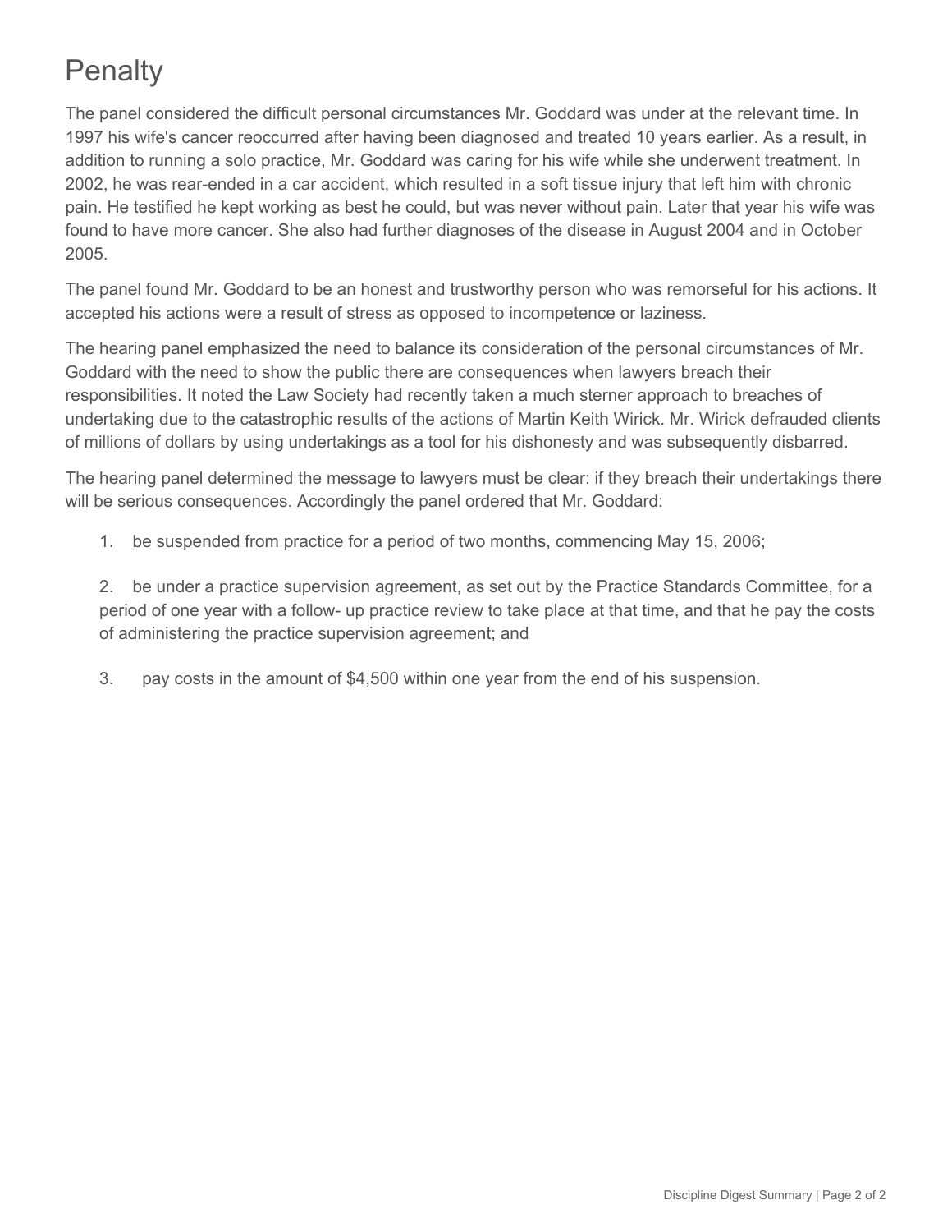# Penalty

The panel considered the difficult personal circumstances Mr. Goddard was under at the relevant time. In 1997 his wife's cancer reoccurred after having been diagnosed and treated 10 years earlier. As a result, in addition to running a solo practice, Mr. Goddard was caring for his wife while she underwent treatment. In 2002, he was rear-ended in a car accident, which resulted in a soft tissue injury that left him with chronic pain. He testified he kept working as best he could, but was never without pain. Later that year his wife was found to have more cancer. She also had further diagnoses of the disease in August 2004 and in October 2005.

The panel found Mr. Goddard to be an honest and trustworthy person who was remorseful for his actions. It accepted his actions were a result of stress as opposed to incompetence or laziness.

The hearing panel emphasized the need to balance its consideration of the personal circumstances of Mr. Goddard with the need to show the public there are consequences when lawyers breach their responsibilities. It noted the Law Society had recently taken a much sterner approach to breaches of undertaking due to the catastrophic results of the actions of Martin Keith Wirick. Mr. Wirick defrauded clients of millions of dollars by using undertakings as a tool for his dishonesty and was subsequently disbarred.

The hearing panel determined the message to lawyers must be clear: if they breach their undertakings there will be serious consequences. Accordingly the panel ordered that Mr. Goddard:

1. be suspended from practice for a period of two months, commencing May 15, 2006;
2. be under a practice supervision agreement, as set out by the Practice Standards Committee, for a period of one year with a follow- up practice review to take place at that time, and that he pay the costs of administering the practice supervision agreement; and
3. pay costs in the amount of $4,500 within one year from the end of his suspension.